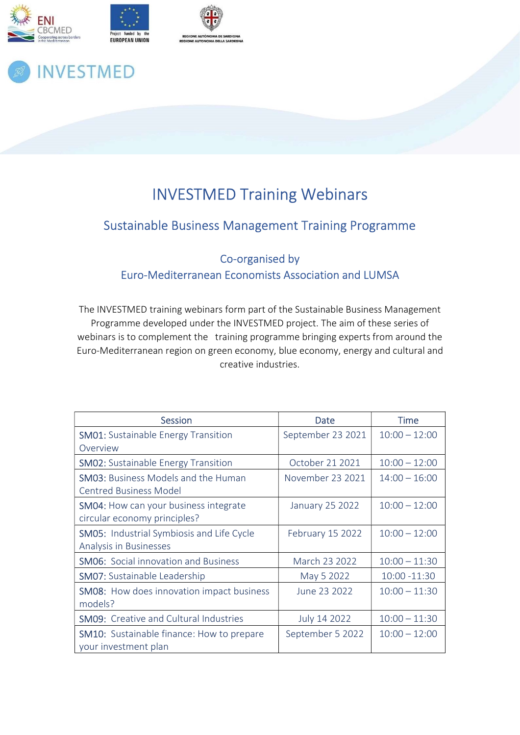INVESTMED

# INVESTMED Training Webinars

## Sustainable Business Management Training Programme

### Co-organised by
### Euro-Mediterranean Economists Association and LUMSA

The INVESTMED training webinars form part of the Sustainable Business Management Programme developed under the INVESTMED project. The aim of these series of webinars is to complement the training programme bringing experts from around the Euro-Mediterranean region on green economy, blue economy, energy and cultural and creative industries.

| Session | Date | Time |
|---|---|---|
| SM01: Sustainable Energy Transition Overview | September 23 2021 | 10:00 – 12:00 |
| SM02: Sustainable Energy Transition | October 21 2021 | 10:00 – 12:00 |
| SM03: Business Models and the Human Centred Business Model | November 23 2021 | 14:00 – 16:00 |
| SM04: How can your business integrate circular economy principles? | January 25 2022 | 10:00 – 12:00 |
| SM05: Industrial Symbiosis and Life Cycle Analysis in Businesses | February 15 2022 | 10:00 – 12:00 |
| SM06: Social innovation and Business | March 23 2022 | 10:00 – 11:30 |
| SM07: Sustainable Leadership | May 5 2022 | 10:00 -11:30 |
| SM08: How does innovation impact business models? | June 23 2022 | 10:00 – 11:30 |
| SM09: Creative and Cultural Industries | July 14 2022 | 10:00 – 11:30 |
| SM10: Sustainable finance: How to prepare your investment plan | September 5 2022 | 10:00 – 12:00 |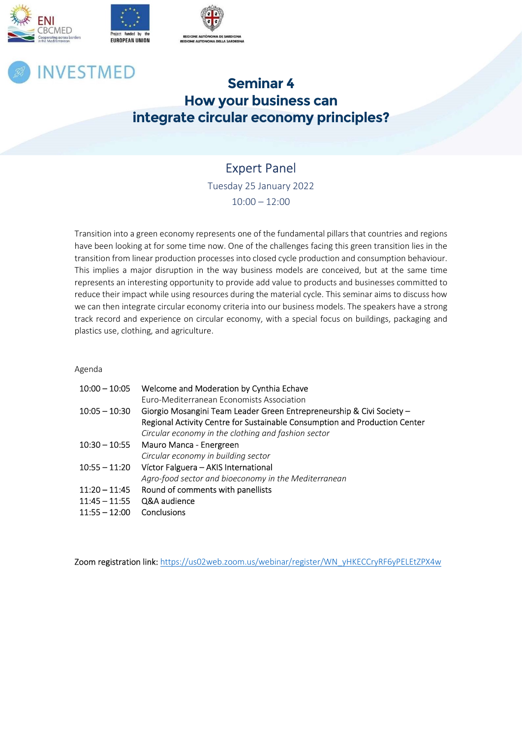INVESTMED

# Seminar 4
# How your business can integrate circular economy principles?

## Expert Panel

Tuesday 25 January 2022

10:00 – 12:00

Transition into a green economy represents one of the fundamental pillars that countries and regions have been looking at for some time now. One of the challenges facing this green transition lies in the transition from linear production processes into closed cycle production and consumption behaviour. This implies a major disruption in the way business models are conceived, but at the same time represents an interesting opportunity to provide add value to products and businesses committed to reduce their impact while using resources during the material cycle. This seminar aims to discuss how we can then integrate circular economy criteria into our business models. The speakers have a strong track record and experience on circular economy, with a special focus on buildings, packaging and plastics use, clothing, and agriculture.

Agenda

| | |
|---|---|
| 10:00 – 10:05 | Welcome and Moderation by Cynthia Echave<br>Euro-Mediterranean Economists Association |
| 10:05 – 10:30 | Giorgio Mosangini Team Leader Green Entrepreneurship & Civi Society – Regional Activity Centre for Sustainable Consumption and Production Center<br>*Circular economy in the clothing and fashion sector* |
| 10:30 – 10:55 | Mauro Manca - Energreen<br>*Circular economy in building sector* |
| 10:55 – 11:20 | Víctor Falguera – AKIS International<br>*Agro-food sector and bioeconomy in the Mediterranean* |
| 11:20 – 11:45 | Round of comments with panellists |
| 11:45 – 11:55 | Q&A audience |
| 11:55 – 12:00 | Conclusions |

Zoom registration link: https://us02web.zoom.us/webinar/register/WN_yHKECCryRF6yPELEtZPX4w